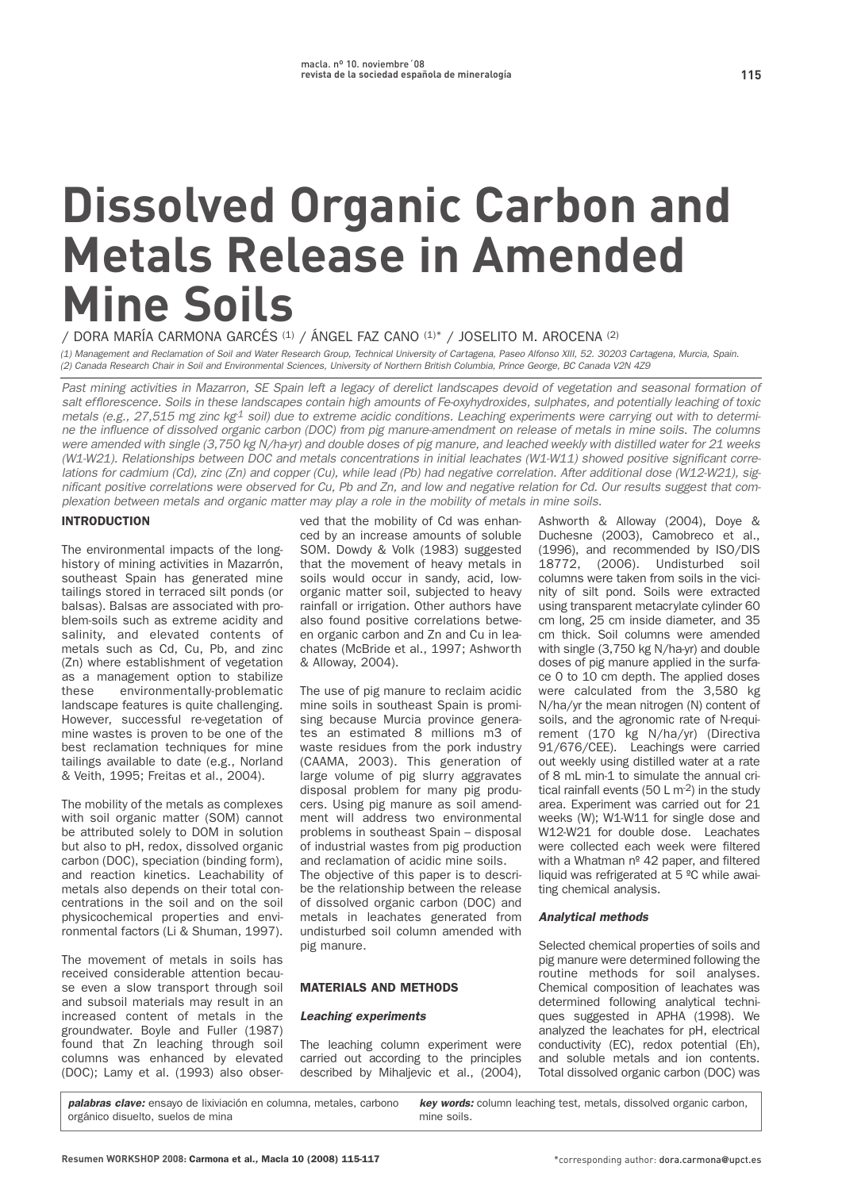# Dissolved Organic Carbon and Metals Release in Amended Mine Soils

/ DORA MARÍA CARMONA GARCÉS [1] / ÁNGEL FAZ CANO [1]* / JOSELITO M. AROCENA [2]

*(1) Management and Reclamation of Soil and Water Research Group, Technical University of Cartagena, Paseo Alfonso XIII, 52. 30203 Cartagena, Murcia, Spain.*
*(2) Canada Research Chair in Soil and Environmental Sciences, University of Northern British Columbia, Prince George, BC Canada V2N 4Z9*

*Past mining activities in Mazarron, SE Spain left a legacy of derelict landscapes devoid of vegetation and seasonal formation of salt efflorescence. Soils in these landscapes contain high amounts of Fe-oxyhydroxides, sulphates, and potentially leaching of toxic metals (e.g., 27,515 mg zinc kg$^{-1}$ soil) due to extreme acidic conditions. Leaching experiments were carrying out with to determine the influence of dissolved organic carbon (DOC) from pig manure-amendment on release of metals in mine soils. The columns were amended with single (3,750 kg N/ha-yr) and double doses of pig manure, and leached weekly with distilled water for 21 weeks (W1-W21). Relationships between DOC and metals concentrations in initial leachates (W1-W11) showed positive significant correlations for cadmium (Cd), zinc (Zn) and copper (Cu), while lead (Pb) had negative correlation. After additional dose (W12-W21), significant positive correlations were observed for Cu, Pb and Zn, and low and negative relation for Cd. Our results suggest that complexation between metals and organic matter may play a role in the mobility of metals in mine soils.*

## INTRODUCTION

The environmental impacts of the long-history of mining activities in Mazarrón, southeast Spain has generated mine tailings stored in terraced silt ponds (or balsas). Balsas are associated with problem-soils such as extreme acidity and salinity, and elevated contents of metals such as Cd, Cu, Pb, and zinc (Zn) where establishment of vegetation as a management option to stabilize these environmentally-problematic landscape features is quite challenging. However, successful re-vegetation of mine wastes is proven to be one of the best reclamation techniques for mine tailings available to date (e.g., Norland & Veith, 1995; Freitas et al., 2004).

The mobility of the metals as complexes with soil organic matter (SOM) cannot be attributed solely to DOM in solution but also to pH, redox, dissolved organic carbon (DOC), speciation (binding form), and reaction kinetics. Leachability of metals also depends on their total concentrations in the soil and on the soil physicochemical properties and environmental factors (Li & Shuman, 1997).

The movement of metals in soils has received considerable attention because even a slow transport through soil and subsoil materials may result in an increased content of metals in the groundwater. Boyle and Fuller (1987) found that Zn leaching through soil columns was enhanced by elevated (DOC); Lamy et al. (1993) also observed that the mobility of Cd was enhanced by an increase amounts of soluble SOM. Dowdy & Volk (1983) suggested that the movement of heavy metals in soils would occur in sandy, acid, low-organic matter soil, subjected to heavy rainfall or irrigation. Other authors have also found positive correlations between organic carbon and Zn and Cu in leachates (McBride et al., 1997; Ashworth & Alloway, 2004).

The use of pig manure to reclaim acidic mine soils in southeast Spain is promising because Murcia province generates an estimated 8 millions m3 of waste residues from the pork industry (CAAMA, 2003). This generation of large volume of pig slurry aggravates disposal problem for many pig producers. Using pig manure as soil amendment will address two environmental problems in southeast Spain – disposal of industrial wastes from pig production and reclamation of acidic mine soils.
The objective of this paper is to describe the relationship between the release of dissolved organic carbon (DOC) and metals in leachates generated from undisturbed soil column amended with pig manure.

## MATERIALS AND METHODS

### *Leaching experiments*

The leaching column experiment were carried out according to the principles described by Mihaljevic et al., (2004), Ashworth & Alloway (2004), Doye & Duchesne (2003), Camobreco et al., (1996), and recommended by ISO/DIS 18772, (2006). Undisturbed soil columns were taken from soils in the vicinity of silt pond. Soils were extracted using transparent metacrylate cylinder 60 cm long, 25 cm inside diameter, and 35 cm thick. Soil columns were amended with single (3,750 kg N/ha-yr) and double doses of pig manure applied in the surface 0 to 10 cm depth. The applied doses were calculated from the 3,580 kg N/ha/yr the mean nitrogen (N) content of soils, and the agronomic rate of N-requirement (170 kg N/ha/yr) (Directiva 91/676/CEE). Leachings were carried out weekly using distilled water at a rate of 8 mL min-1 to simulate the annual critical rainfall events (50 L m$^{-2}$) in the study area. Experiment was carried out for 21 weeks (W); W1-W11 for single dose and W12-W21 for double dose. Leachates were collected each week were filtered with a Whatman nº 42 paper, and filtered liquid was refrigerated at 5 ºC while awaiting chemical analysis.

### *Analytical methods*

Selected chemical properties of soils and pig manure were determined following the routine methods for soil analyses. Chemical composition of leachates was determined following analytical techniques suggested in APHA (1998). We analyzed the leachates for pH, electrical conductivity (EC), redox potential (Eh), and soluble metals and ion contents. Total dissolved organic carbon (DOC) was

***palabras clave:*** ensayo de lixiviación en columna, metales, carbono orgánico disuelto, suelos de mina

***key words:*** column leaching test, metals, dissolved organic carbon, mine soils.

*corresponding author: dora.carmona@upct.es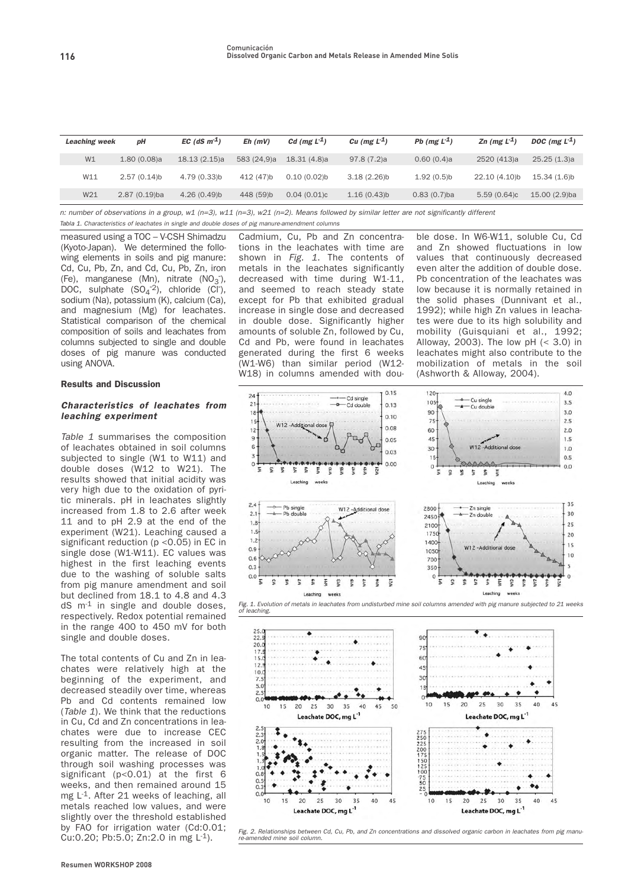| Leaching week | pH | EC (dS $m^{-1}$) | Eh (mV) | Cd (mg $L^{-1}$) | Cu (mg $L^{-1}$) | Pb (mg $L^{-1}$) | Zn (mg $L^{-1}$) | DOC (mg $L^{-1}$) |
|---|---|---|---|---|---|---|---|---|
| W1 | 1.80 (0.08)a | 18.13 (2.15)a | 583 (24,9)a | 18.31 (4.8)a | 97.8 (7.2)a | 0.60 (0.4)a | 2520 (413)a | 25.25 (1.3)a |
| W11 | 2.57 (0.14)b | 4.79 (0.33)b | 412 (47)b | 0.10 (0.02)b | 3.18 (2.26)b | 1.92 (0.5)b | 22.10 (4.10)b | 15.34 (1.6)b |
| W21 | 2.87 (0.19)ba | 4.26 (0.49)b | 448 (59)b | 0.04 (0.01)c | 1.16 (0.43)b | 0.83 (0.7)ba | 5.59 (0.64)c | 15.00 (2.9)ba |

*n: number of observations in a group, w1 (n=3), w11 (n=3), w21 (n=2). Means followed by similar letter are not significantly different*

*Tabla 1. Characteristics of leachates in single and double doses of pig manure-amendment columns*

measured using a TOC – V-CSH Shimadzu (Kyoto-Japan). We determined the following elements in soils and pig manure: Cd, Cu, Pb, Zn, and Cd, Cu, Pb, Zn, iron (Fe), manganese (Mn), nitrate ($NO_3^-$), DOC, sulphate ($SO_4^{-2}$), chloride ($Cl^-$), sodium (Na), potassium (K), calcium (Ca), and magnesium (Mg) for leachates. Statistical comparison of the chemical composition of soils and leachates from columns subjected to single and double doses of pig manure was conducted using ANOVA.

### Results and Discussion

#### *Characteristics of leachates from leaching experiment*

*Table 1* summarises the composition of leachates obtained in soil columns subjected to single (W1 to W11) and double doses (W12 to W21). The results showed that initial acidity was very high due to the oxidation of pyritic minerals. pH in leachates slightly increased from 1.8 to 2.6 after week 11 and to pH 2.9 at the end of the experiment (W21). Leaching caused a significant reduction ($p < 0.05$) in EC in single dose (W1-W11). EC values was highest in the first leaching events due to the washing of soluble salts from pig manure amendment and soil but declined from 18.1 to 4.8 and 4.3 dS $m^{-1}$ in single and double doses, respectively. Redox potential remained in the range 400 to 450 mV for both single and double doses.

The total contents of Cu and Zn in leachates were relatively high at the beginning of the experiment, and decreased steadily over time, whereas Pb and Cd contents remained low (*Table 1*). We think that the reductions in Cu, Cd and Zn concentrations in leachates were due to increase CEC resulting from the increased in soil organic matter. The release of DOC through soil washing processes was significant ($p < 0.01$) at the first 6 weeks, and then remained around 15 mg $L^{-1}$. After 21 weeks of leaching, all metals reached low values, and were slightly over the threshold established by FAO for irrigation water (Cd:0.01; Cu:0.20; Pb:5.0; Zn:2.0 in mg $L^{-1}$).

Cadmium, Cu, Pb and Zn concentrations in the leachates with time are shown in *Fig. 1*. The contents of metals in the leachates significantly decreased with time during W1-11, and seemed to reach steady state except for Pb that exhibited gradual increase in single dose and decreased in double dose. Significantly higher amounts of soluble Zn, followed by Cu, Cd and Pb, were found in leachates generated during the first 6 weeks (W1-W6) than similar period (W12-W18) in columns amended with double dose. In W6-W11, soluble Cu, Cd and Zn showed fluctuations in low values that continuously decreased even alter the addition of double dose. Pb concentration of the leachates was low because it is normally retained in the solid phases (Dunnivant et al., 1992); while high Zn values in leachates were due to its high solubility and mobility (Guisquiani et al., 1992; Alloway, 2003). The low pH (< 3.0) in leachates might also contribute to the mobilization of metals in the soil (Ashworth & Alloway, 2004).

*Fig. 1. Evolution of metals in leachates from undisturbed mine soil columns amended with pig manure subjected to 21 weeks of leaching.*

*Fig. 2. Relationships between Cd, Cu, Pb, and Zn concentrations and dissolved organic carbon in leachates from pig manure-amended mine soil column.*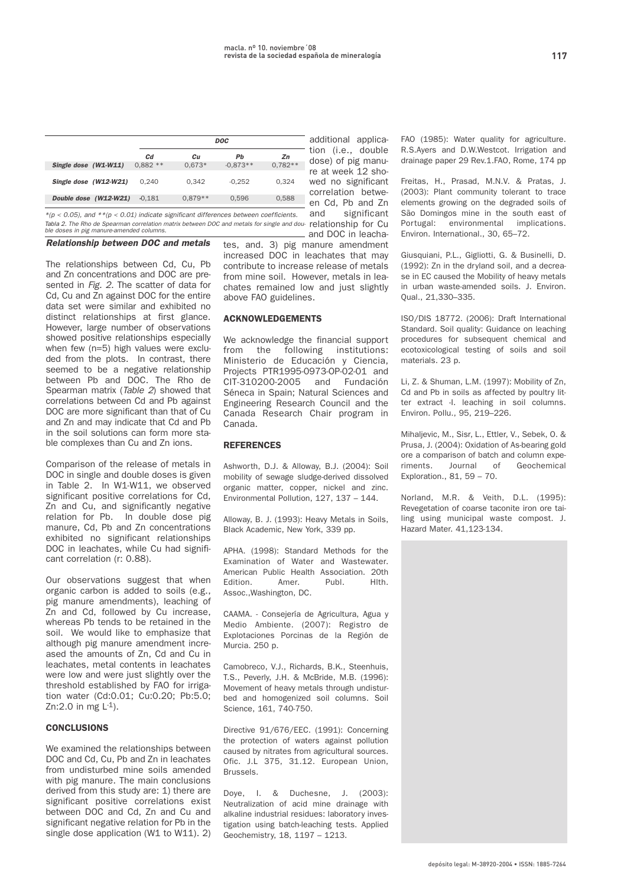| | DOC | | | |
|---|---|---|---|---|
| | *Cd* | *Cu* | *Pb* | *Zn* |
| ***Single dose (W1-W11)*** | 0,882 ** | 0,673* | -0,873** | 0,782** |
| ***Single dose (W12-W21)*** | 0,240 | 0,342 | -0,252 | 0,324 |
| ***Double dose (W12-W21)*** | -0,181 | 0,879** | 0,596 | 0,588 |

*\*(p < 0.05), and \*\*(p < 0.01) indicate significant differences between coefficients.*

*Tabla 2. The Rho de Spearman correlation matrix between DOC and metals for single and double doses in pig manure-amended columns.*

### *Relationship between DOC and metals*

The relationships between Cd, Cu, Pb and Zn concentrations and DOC are presented in *Fig. 2*. The scatter of data for Cd, Cu and Zn against DOC for the entire data set were similar and exhibited no distinct relationships at first glance. However, large number of observations showed positive relationships especially when few (n=5) high values were excluded from the plots. In contrast, there seemed to be a negative relationship between Pb and DOC. The Rho de Spearman matrix (*Table 2*) showed that correlations between Cd and Pb against DOC are more significant than that of Cu and Zn and may indicate that Cd and Pb in the soil solutions can form more stable complexes than Cu and Zn ions.

Comparison of the release of metals in DOC in single and double doses is given in Table 2. In W1-W11, we observed significant positive correlations for Cd, Zn and Cu, and significantly negative relation for Pb. In double dose pig manure, Cd, Pb and Zn concentrations exhibited no significant relationships DOC in leachates, while Cu had significant correlation (r: 0.88).

Our observations suggest that when organic carbon is added to soils (e.g., pig manure amendments), leaching of Zn and Cd, followed by Cu increase, whereas Pb tends to be retained in the soil. We would like to emphasize that although pig manure amendment increased the amounts of Zn, Cd and Cu in leachates, metal contents in leachates were low and were just slightly over the threshold established by FAO for irrigation water (Cd:0.01; Cu:0.20; Pb:5.0; Zn:2.0 in mg $L^{-1}$).

## CONCLUSIONS

We examined the relationships between DOC and Cd, Cu, Pb and Zn in leachates from undisturbed mine soils amended with pig manure. The main conclusions derived from this study are: 1) there are significant positive correlations exist between DOC and Cd, Zn and Cu and significant negative relation for Pb in the single dose application (W1 to W11). 2) additional application (i.e., double dose) of pig manure at week 12 showed no significant correlation between Cd, Pb and Zn and significant relationship for Cu and DOC in leachates, and. 3) pig manure amendment increased DOC in leachates that may contribute to increase release of metals from mine soil. However, metals in leachates remained low and just slightly above FAO guidelines.

## ACKNOWLEDGEMENTS

We acknowledge the financial support from the following institutions: Ministerio de Educación y Ciencia, Projects PTR1995-0973-OP-02-01 and CIT-310200-2005 and Fundación Séneca in Spain; Natural Sciences and Engineering Research Council and the Canada Research Chair program in Canada.

## REFERENCES

Ashworth, D.J. & Alloway, B.J. (2004): Soil mobility of sewage sludge-derived dissolved organic matter, copper, nickel and zinc. Environmental Pollution, 127, 137 – 144.

Alloway, B. J. (1993): Heavy Metals in Soils, Black Academic, New York, 339 pp.

APHA. (1998): Standard Methods for the Examination of Water and Wastewater. American Public Health Association. 20th Edition. Amer. Publ. Hlth. Assoc.,Washington, DC.

CAAMA. - Consejería de Agricultura, Agua y Medio Ambiente. (2007): Registro de Explotaciones Porcinas de la Región de Murcia. 250 p.

Camobreco, V.J., Richards, B.K., Steenhuis, T.S., Peverly, J.H. & McBride, M.B. (1996): Movement of heavy metals through undisturbed and homogenized soil columns. Soil Science, 161, 740-750.

Directive 91/676/EEC. (1991): Concerning the protection of waters against pollution caused by nitrates from agricultural sources. Ofic. J.L 375, 31.12. European Union, Brussels.

Doye, I. & Duchesne, J. (2003): Neutralization of acid mine drainage with alkaline industrial residues: laboratory investigation using batch-leaching tests. Applied Geochemistry, 18, 1197 – 1213.

FAO (1985): Water quality for agriculture. R.S.Ayers and D.W.Westcot. Irrigation and drainage paper 29 Rev.1.FAO, Rome, 174 pp

Freitas, H., Prasad, M.N.V. & Pratas, J. (2003): Plant community tolerant to trace elements growing on the degraded soils of São Domingos mine in the south east of Portugal: environmental implications. Environ. International., 30, 65–72.

Giusquiani, P.L., Gigliotti, G. & Businelli, D. (1992): Zn in the dryland soil, and a decrease in EC caused the Mobility of heavy metals in urban waste-amended soils. J. Environ. Qual., 21,330–335.

ISO/DIS 18772. (2006): Draft International Standard. Soil quality: Guidance on leaching procedures for subsequent chemical and ecotoxicological testing of soils and soil materials. 23 p.

Li, Z. & Shuman, L.M. (1997): Mobility of Zn, Cd and Pb in soils as affected by poultry litter extract -I. leaching in soil columns. Environ. Pollu., 95, 219–226.

Mihaljevic, M., Sisr, L., Ettler, V., Sebek, O. & Prusa, J. (2004): Oxidation of As-bearing gold ore a comparison of batch and column experiments. Journal of Geochemical Exploration., 81, 59 – 70.

Norland, M.R. & Veith, D.L. (1995): Revegetation of coarse taconite iron ore tailing using municipal waste compost. J. Hazard Mater. 41,123-134.